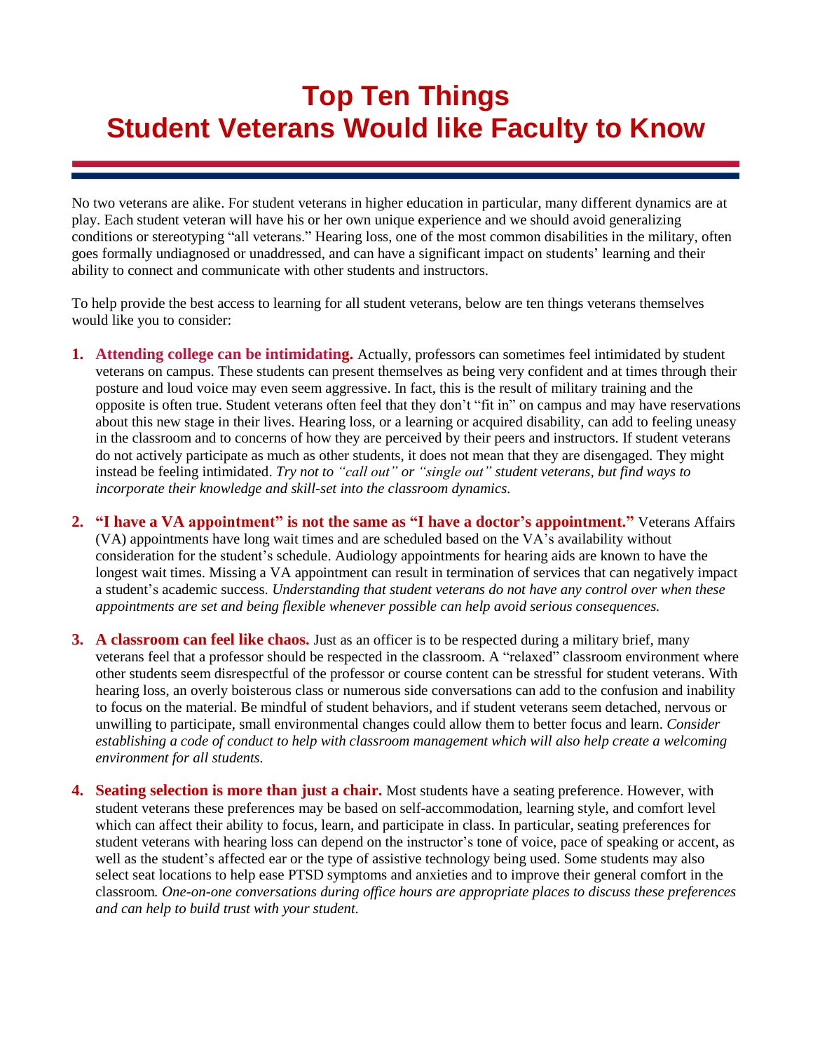# Top Ten Things Student Veterans Would like Faculty to Know

No two veterans are alike. For student veterans in higher education in particular, many different dynamics are at play. Each student veteran will have his or her own unique experience and we should avoid generalizing conditions or stereotyping "all veterans." Hearing loss, one of the most common disabilities in the military, often goes formally undiagnosed or unaddressed, and can have a significant impact on students' learning and their ability to connect and communicate with other students and instructors.

To help provide the best access to learning for all student veterans, below are ten things veterans themselves would like you to consider:

1. **Attending college can be intimidating.** Actually, professors can sometimes feel intimidated by student veterans on campus. These students can present themselves as being very confident and at times through their posture and loud voice may even seem aggressive. In fact, this is the result of military training and the opposite is often true. Student veterans often feel that they don't "fit in" on campus and may have reservations about this new stage in their lives. Hearing loss, or a learning or acquired disability, can add to feeling uneasy in the classroom and to concerns of how they are perceived by their peers and instructors. If student veterans do not actively participate as much as other students, it does not mean that they are disengaged. They might instead be feeling intimidated. *Try not to "call out" or "single out" student veterans, but find ways to incorporate their knowledge and skill-set into the classroom dynamics.*

2. **"I have a VA appointment" is not the same as "I have a doctor's appointment."** Veterans Affairs (VA) appointments have long wait times and are scheduled based on the VA's availability without consideration for the student's schedule. Audiology appointments for hearing aids are known to have the longest wait times. Missing a VA appointment can result in termination of services that can negatively impact a student's academic success. *Understanding that student veterans do not have any control over when these appointments are set and being flexible whenever possible can help avoid serious consequences.*

3. **A classroom can feel like chaos.** Just as an officer is to be respected during a military brief, many veterans feel that a professor should be respected in the classroom. A "relaxed" classroom environment where other students seem disrespectful of the professor or course content can be stressful for student veterans. With hearing loss, an overly boisterous class or numerous side conversations can add to the confusion and inability to focus on the material. Be mindful of student behaviors, and if student veterans seem detached, nervous or unwilling to participate, small environmental changes could allow them to better focus and learn. *Consider establishing a code of conduct to help with classroom management which will also help create a welcoming environment for all students.*

4. **Seating selection is more than just a chair.** Most students have a seating preference. However, with student veterans these preferences may be based on self-accommodation, learning style, and comfort level which can affect their ability to focus, learn, and participate in class. In particular, seating preferences for student veterans with hearing loss can depend on the instructor's tone of voice, pace of speaking or accent, as well as the student's affected ear or the type of assistive technology being used. Some students may also select seat locations to help ease PTSD symptoms and anxieties and to improve their general comfort in the classroom. *One-on-one conversations during office hours are appropriate places to discuss these preferences and can help to build trust with your student.*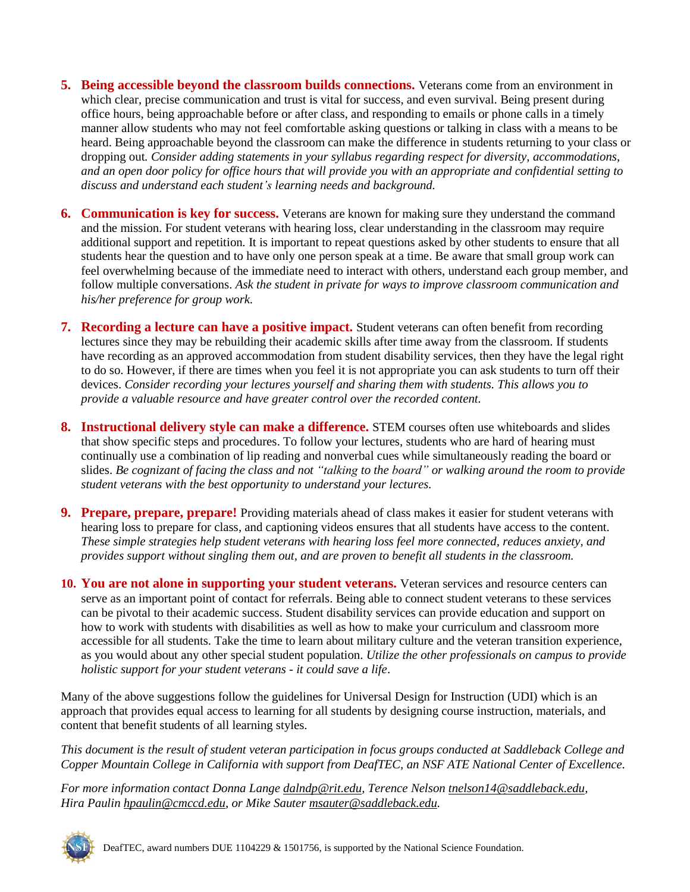5. **Being accessible beyond the classroom builds connections.** Veterans come from an environment in which clear, precise communication and trust is vital for success, and even survival. Being present during office hours, being approachable before or after class, and responding to emails or phone calls in a timely manner allow students who may not feel comfortable asking questions or talking in class with a means to be heard. Being approachable beyond the classroom can make the difference in students returning to your class or dropping out. *Consider adding statements in your syllabus regarding respect for diversity, accommodations, and an open door policy for office hours that will provide you with an appropriate and confidential setting to discuss and understand each student's learning needs and background.*

6. **Communication is key for success.** Veterans are known for making sure they understand the command and the mission. For student veterans with hearing loss, clear understanding in the classroom may require additional support and repetition. It is important to repeat questions asked by other students to ensure that all students hear the question and to have only one person speak at a time. Be aware that small group work can feel overwhelming because of the immediate need to interact with others, understand each group member, and follow multiple conversations. *Ask the student in private for ways to improve classroom communication and his/her preference for group work.*

7. **Recording a lecture can have a positive impact.** Student veterans can often benefit from recording lectures since they may be rebuilding their academic skills after time away from the classroom. If students have recording as an approved accommodation from student disability services, then they have the legal right to do so. However, if there are times when you feel it is not appropriate you can ask students to turn off their devices. *Consider recording your lectures yourself and sharing them with students. This allows you to provide a valuable resource and have greater control over the recorded content.*

8. **Instructional delivery style can make a difference.** STEM courses often use whiteboards and slides that show specific steps and procedures. To follow your lectures, students who are hard of hearing must continually use a combination of lip reading and nonverbal cues while simultaneously reading the board or slides. *Be cognizant of facing the class and not "talking to the board" or walking around the room to provide student veterans with the best opportunity to understand your lectures.*

9. **Prepare, prepare, prepare!** Providing materials ahead of class makes it easier for student veterans with hearing loss to prepare for class, and captioning videos ensures that all students have access to the content. *These simple strategies help student veterans with hearing loss feel more connected, reduces anxiety, and provides support without singling them out, and are proven to benefit all students in the classroom.*

10. **You are not alone in supporting your student veterans.** Veteran services and resource centers can serve as an important point of contact for referrals. Being able to connect student veterans to these services can be pivotal to their academic success. Student disability services can provide education and support on how to work with students with disabilities as well as how to make your curriculum and classroom more accessible for all students. Take the time to learn about military culture and the veteran transition experience, as you would about any other special student population. *Utilize the other professionals on campus to provide holistic support for your student veterans - it could save a life*.

Many of the above suggestions follow the guidelines for Universal Design for Instruction (UDI) which is an approach that provides equal access to learning for all students by designing course instruction, materials, and content that benefit students of all learning styles.

*This document is the result of student veteran participation in focus groups conducted at Saddleback College and Copper Mountain College in California with support from DeafTEC, an NSF ATE National Center of Excellence.*

*For more information contact Donna Lange dalndp@rit.edu, Terence Nelson tnelson14@saddleback.edu, Hira Paulin hpaulin@cmccd.edu, or Mike Sauter msauter@saddleback.edu.*

DeafTEC, award numbers DUE 1104229 & 1501756, is supported by the National Science Foundation.